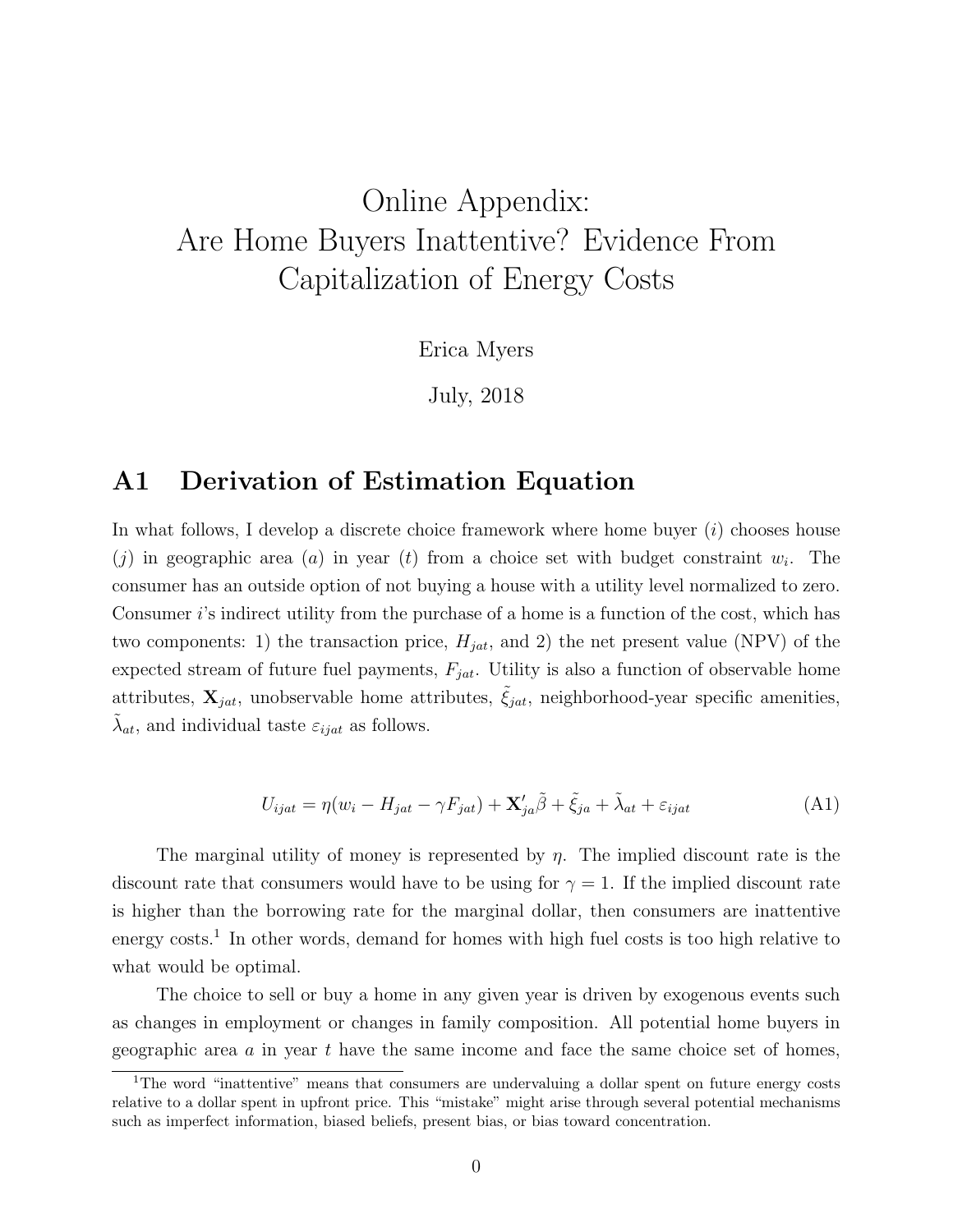# Online Appendix:
# Are Home Buyers Inattentive? Evidence From Capitalization of Energy Costs

Erica Myers

July, 2018

## A1 Derivation of Estimation Equation

In what follows, I develop a discrete choice framework where home buyer ($i$) chooses house ($j$) in geographic area ($a$) in year ($t$) from a choice set with budget constraint $w_i$. The consumer has an outside option of not buying a house with a utility level normalized to zero. Consumer $i$'s indirect utility from the purchase of a home is a function of the cost, which has two components: 1) the transaction price, $H_{jat}$, and 2) the net present value (NPV) of the expected stream of future fuel payments, $F_{jat}$. Utility is also a function of observable home attributes, $\mathbf{X}_{jat}$, unobservable home attributes, $\tilde{\xi}_{jat}$, neighborhood-year specific amenities, $\tilde{\lambda}_{at}$, and individual taste $\varepsilon_{ijat}$ as follows.

$$U_{ijat} = \eta(w_i - H_{jat} - \gamma F_{jat}) + \mathbf{X}'_{ja}\tilde{\beta} + \tilde{\xi}_{ja} + \tilde{\lambda}_{at} + \varepsilon_{ijat} \tag{A1}$$

The marginal utility of money is represented by $\eta$. The implied discount rate is the discount rate that consumers would have to be using for $\gamma = 1$. If the implied discount rate is higher than the borrowing rate for the marginal dollar, then consumers are inattentive energy costs.[1] In other words, demand for homes with high fuel costs is too high relative to what would be optimal.

The choice to sell or buy a home in any given year is driven by exogenous events such as changes in employment or changes in family composition. All potential home buyers in geographic area $a$ in year $t$ have the same income and face the same choice set of homes,

[1] The word "inattentive" means that consumers are undervaluing a dollar spent on future energy costs relative to a dollar spent in upfront price. This "mistake" might arise through several potential mechanisms such as imperfect information, biased beliefs, present bias, or bias toward concentration.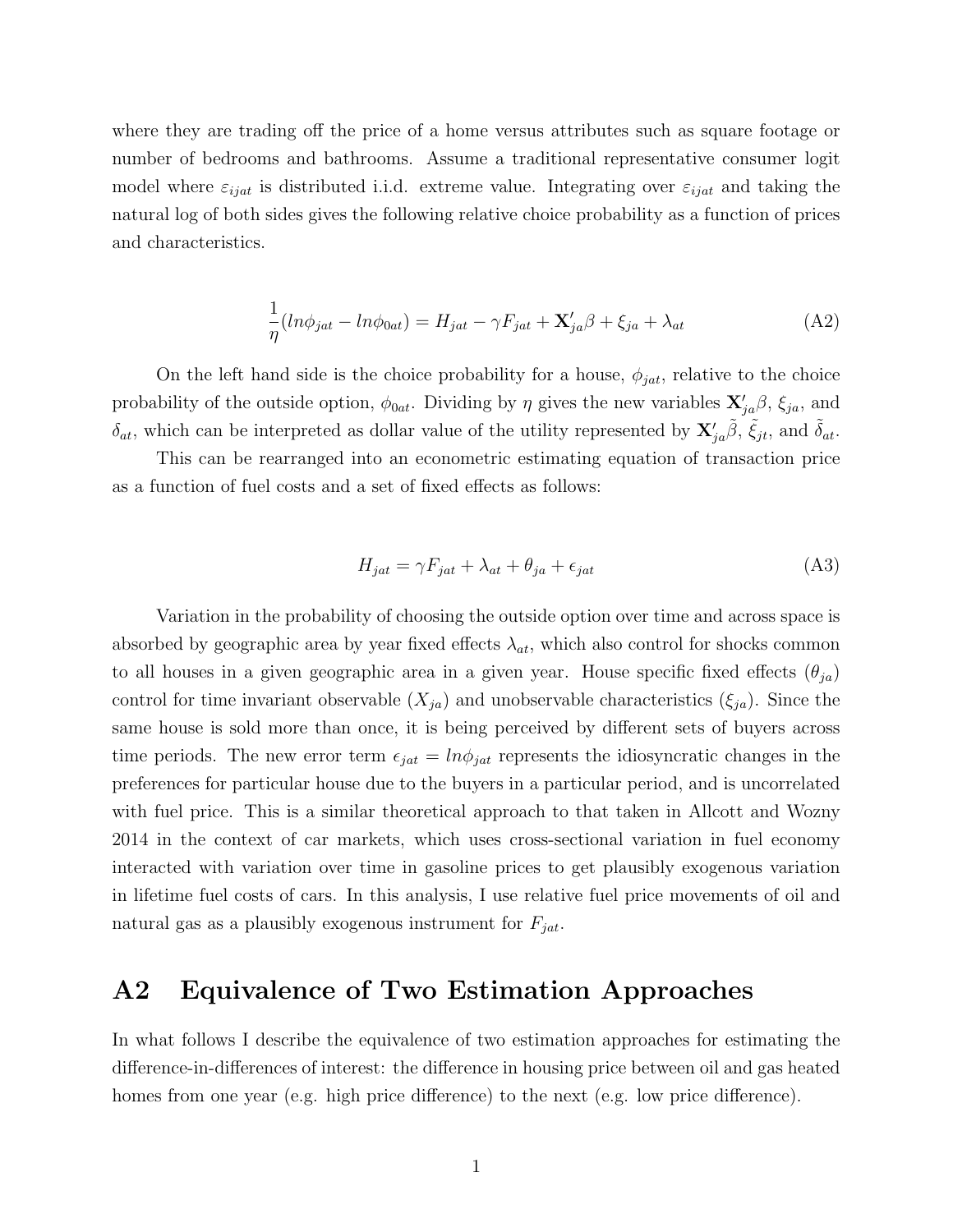where they are trading off the price of a home versus attributes such as square footage or number of bedrooms and bathrooms. Assume a traditional representative consumer logit model where $\varepsilon_{ijat}$ is distributed i.i.d. extreme value. Integrating over $\varepsilon_{ijat}$ and taking the natural log of both sides gives the following relative choice probability as a function of prices and characteristics.

$$\frac{1}{\eta}(ln\phi_{jat} - ln\phi_{0at}) = H_{jat} - \gamma F_{jat} + \mathbf{X}'_{ja}\beta + \xi_{ja} + \lambda_{at} \tag{A2}$$

On the left hand side is the choice probability for a house, $\phi_{jat}$, relative to the choice probability of the outside option, $\phi_{0at}$. Dividing by $\eta$ gives the new variables $\mathbf{X}'_{ja}\beta$, $\xi_{ja}$, and $\delta_{at}$, which can be interpreted as dollar value of the utility represented by $\mathbf{X}'_{ja}\tilde{\beta}$, $\tilde{\xi}_{jt}$, and $\tilde{\delta}_{at}$.

This can be rearranged into an econometric estimating equation of transaction price as a function of fuel costs and a set of fixed effects as follows:

$$H_{jat} = \gamma F_{jat} + \lambda_{at} + \theta_{ja} + \epsilon_{jat} \tag{A3}$$

Variation in the probability of choosing the outside option over time and across space is absorbed by geographic area by year fixed effects $\lambda_{at}$, which also control for shocks common to all houses in a given geographic area in a given year. House specific fixed effects ($\theta_{ja}$) control for time invariant observable ($X_{ja}$) and unobservable characteristics ($\xi_{ja}$). Since the same house is sold more than once, it is being perceived by different sets of buyers across time periods. The new error term $\epsilon_{jat} = ln\phi_{jat}$ represents the idiosyncratic changes in the preferences for particular house due to the buyers in a particular period, and is uncorrelated with fuel price. This is a similar theoretical approach to that taken in Allcott and Wozny 2014 in the context of car markets, which uses cross-sectional variation in fuel economy interacted with variation over time in gasoline prices to get plausibly exogenous variation in lifetime fuel costs of cars. In this analysis, I use relative fuel price movements of oil and natural gas as a plausibly exogenous instrument for $F_{jat}$.

## A2 Equivalence of Two Estimation Approaches

In what follows I describe the equivalence of two estimation approaches for estimating the difference-in-differences of interest: the difference in housing price between oil and gas heated homes from one year (e.g. high price difference) to the next (e.g. low price difference).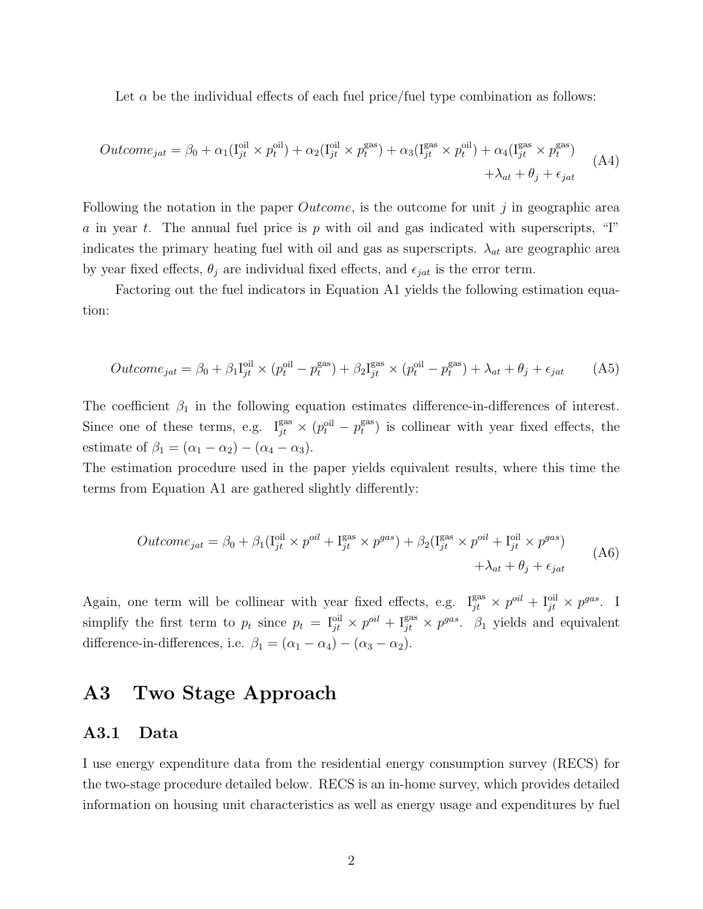Let $\alpha$ be the individual effects of each fuel price/fuel type combination as follows:

$$Outcome_{jat} = \beta_0 + \alpha_1(\text{I}_{jt}^{\text{oil}} \times p_t^{\text{oil}}) + \alpha_2(\text{I}_{jt}^{\text{oil}} \times p_t^{\text{gas}}) + \alpha_3(\text{I}_{jt}^{\text{gas}} \times p_t^{\text{oil}}) + \alpha_4(\text{I}_{jt}^{\text{gas}} \times p_t^{\text{gas}}) + \lambda_{at} + \theta_j + \epsilon_{jat} \tag{A4}$$

Following the notation in the paper *Outcome*, is the outcome for unit $j$ in geographic area $a$ in year $t$. The annual fuel price is $p$ with oil and gas indicated with superscripts, "I" indicates the primary heating fuel with oil and gas as superscripts. $\lambda_{at}$ are geographic area by year fixed effects, $\theta_j$ are individual fixed effects, and $\epsilon_{jat}$ is the error term.

Factoring out the fuel indicators in Equation A1 yields the following estimation equation:

$$Outcome_{jat} = \beta_0 + \beta_1 \text{I}_{jt}^{\text{oil}} \times (p_t^{\text{oil}} - p_t^{\text{gas}}) + \beta_2 \text{I}_{jt}^{\text{gas}} \times (p_t^{\text{oil}} - p_t^{\text{gas}}) + \lambda_{at} + \theta_j + \epsilon_{jat} \tag{A5}$$

The coefficient $\beta_1$ in the following equation estimates difference-in-differences of interest. Since one of these terms, e.g. $\text{I}_{jt}^{\text{gas}} \times (p_t^{\text{oil}} - p_t^{\text{gas}})$ is collinear with year fixed effects, the estimate of $\beta_1 = (\alpha_1 - \alpha_2) - (\alpha_4 - \alpha_3)$.

The estimation procedure used in the paper yields equivalent results, where this time the terms from Equation A1 are gathered slightly differently:

$$Outcome_{jat} = \beta_0 + \beta_1(\text{I}_{jt}^{\text{oil}} \times p^{oil} + \text{I}_{jt}^{\text{gas}} \times p^{gas}) + \beta_2(\text{I}_{jt}^{\text{gas}} \times p^{oil} + \text{I}_{jt}^{\text{oil}} \times p^{gas}) + \lambda_{at} + \theta_j + \epsilon_{jat} \tag{A6}$$

Again, one term will be collinear with year fixed effects, e.g. $\text{I}_{jt}^{\text{gas}} \times p^{oil} + \text{I}_{jt}^{\text{oil}} \times p^{gas}$. I simplify the first term to $p_t$ since $p_t = \text{I}_{jt}^{\text{oil}} \times p^{oil} + \text{I}_{jt}^{\text{gas}} \times p^{gas}$. $\beta_1$ yields and equivalent difference-in-differences, i.e. $\beta_1 = (\alpha_1 - \alpha_4) - (\alpha_3 - \alpha_2)$.

# A3 Two Stage Approach

## A3.1 Data

I use energy expenditure data from the residential energy consumption survey (RECS) for the two-stage procedure detailed below. RECS is an in-home survey, which provides detailed information on housing unit characteristics as well as energy usage and expenditures by fuel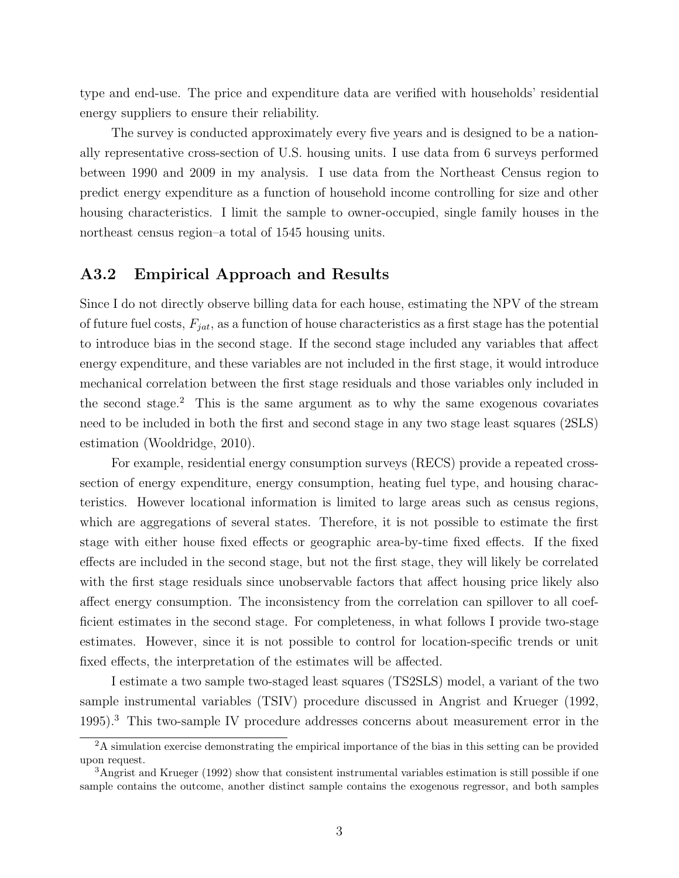type and end-use. The price and expenditure data are verified with households' residential energy suppliers to ensure their reliability.

The survey is conducted approximately every five years and is designed to be a nationally representative cross-section of U.S. housing units. I use data from 6 surveys performed between 1990 and 2009 in my analysis. I use data from the Northeast Census region to predict energy expenditure as a function of household income controlling for size and other housing characteristics. I limit the sample to owner-occupied, single family houses in the northeast census region–a total of 1545 housing units.

## A3.2 Empirical Approach and Results

Since I do not directly observe billing data for each house, estimating the NPV of the stream of future fuel costs, $F_{jat}$, as a function of house characteristics as a first stage has the potential to introduce bias in the second stage. If the second stage included any variables that affect energy expenditure, and these variables are not included in the first stage, it would introduce mechanical correlation between the first stage residuals and those variables only included in the second stage.[2] This is the same argument as to why the same exogenous covariates need to be included in both the first and second stage in any two stage least squares (2SLS) estimation (Wooldridge, 2010).

For example, residential energy consumption surveys (RECS) provide a repeated cross-section of energy expenditure, energy consumption, heating fuel type, and housing characteristics. However locational information is limited to large areas such as census regions, which are aggregations of several states. Therefore, it is not possible to estimate the first stage with either house fixed effects or geographic area-by-time fixed effects. If the fixed effects are included in the second stage, but not the first stage, they will likely be correlated with the first stage residuals since unobservable factors that affect housing price likely also affect energy consumption. The inconsistency from the correlation can spillover to all coefficient estimates in the second stage. For completeness, in what follows I provide two-stage estimates. However, since it is not possible to control for location-specific trends or unit fixed effects, the interpretation of the estimates will be affected.

I estimate a two sample two-staged least squares (TS2SLS) model, a variant of the two sample instrumental variables (TSIV) procedure discussed in Angrist and Krueger (1992, 1995).[3] This two-sample IV procedure addresses concerns about measurement error in the

[2] A simulation exercise demonstrating the empirical importance of the bias in this setting can be provided upon request.

[3] Angrist and Krueger (1992) show that consistent instrumental variables estimation is still possible if one sample contains the outcome, another distinct sample contains the exogenous regressor, and both samples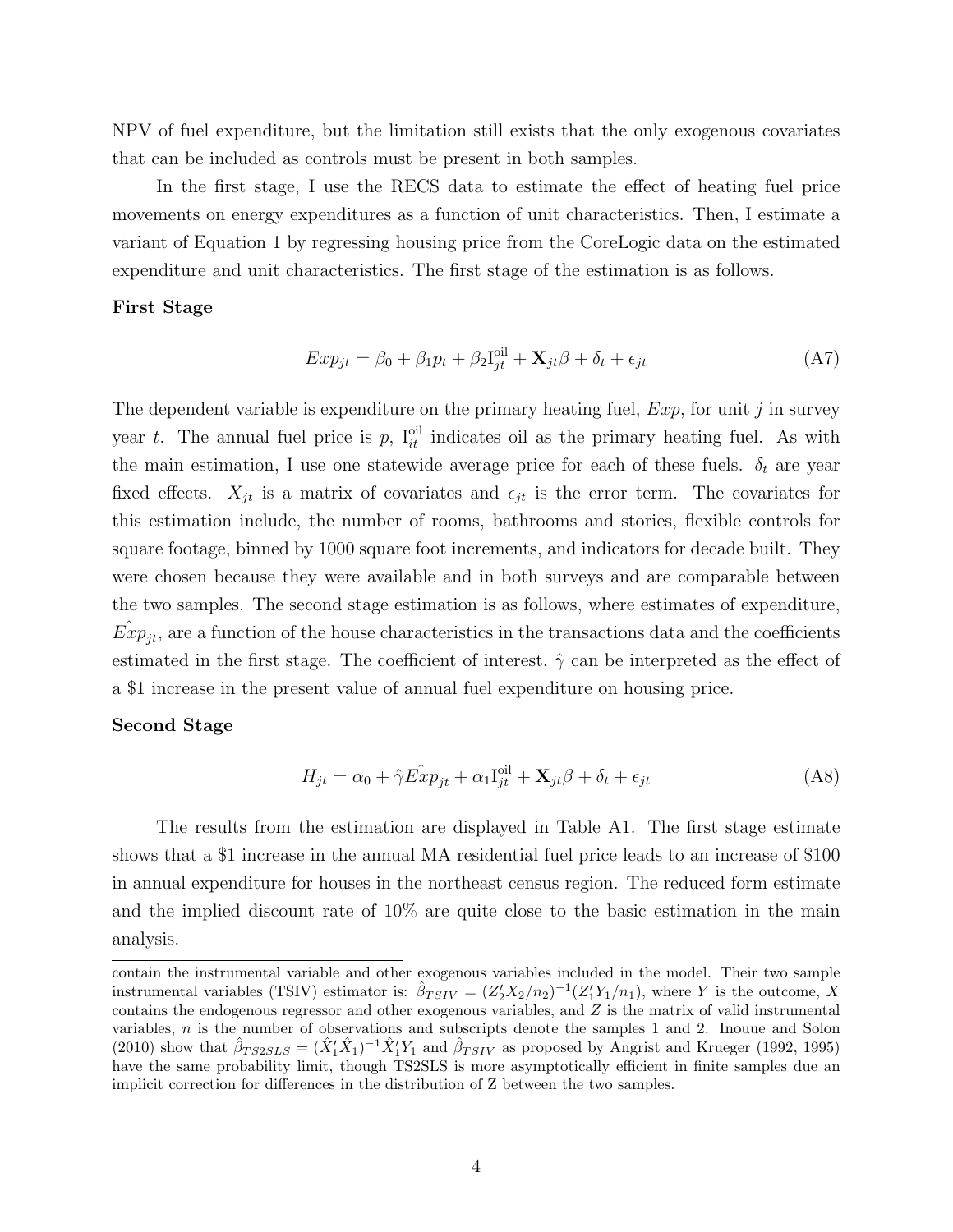NPV of fuel expenditure, but the limitation still exists that the only exogenous covariates that can be included as controls must be present in both samples.

In the first stage, I use the RECS data to estimate the effect of heating fuel price movements on energy expenditures as a function of unit characteristics. Then, I estimate a variant of Equation 1 by regressing housing price from the CoreLogic data on the estimated expenditure and unit characteristics. The first stage of the estimation is as follows.

**First Stage**

$$Exp_{jt} = \beta_0 + \beta_1 p_t + \beta_2 \mathrm{I}_{jt}^{\text{oil}} + \mathbf{X}_{jt}\beta + \delta_t + \epsilon_{jt} \tag{A7}$$

The dependent variable is expenditure on the primary heating fuel, $Exp$, for unit $j$ in survey year $t$. The annual fuel price is $p$, $\mathrm{I}_{it}^{\text{oil}}$ indicates oil as the primary heating fuel. As with the main estimation, I use one statewide average price for each of these fuels. $\delta_t$ are year fixed effects. $X_{jt}$ is a matrix of covariates and $\epsilon_{jt}$ is the error term. The covariates for this estimation include, the number of rooms, bathrooms and stories, flexible controls for square footage, binned by 1000 square foot increments, and indicators for decade built. They were chosen because they were available and in both surveys and are comparable between the two samples. The second stage estimation is as follows, where estimates of expenditure, $\hat{Exp}_{jt}$, are a function of the house characteristics in the transactions data and the coefficients estimated in the first stage. The coefficient of interest, $\hat{\gamma}$ can be interpreted as the effect of a \$1 increase in the present value of annual fuel expenditure on housing price.

**Second Stage**

$$H_{jt} = \alpha_0 + \hat{\gamma}\hat{Exp}_{jt} + \alpha_1 \mathrm{I}_{jt}^{\text{oil}} + \mathbf{X}_{jt}\beta + \delta_t + \epsilon_{jt} \tag{A8}$$

The results from the estimation are displayed in Table A1. The first stage estimate shows that a \$1 increase in the annual MA residential fuel price leads to an increase of \$100 in annual expenditure for houses in the northeast census region. The reduced form estimate and the implied discount rate of 10% are quite close to the basic estimation in the main analysis.

---

contain the instrumental variable and other exogenous variables included in the model. Their two sample instrumental variables (TSIV) estimator is: $\hat{\beta}_{TSIV} = (Z_2'X_2/n_2)^{-1}(Z_1'Y_1/n_1)$, where $Y$ is the outcome, $X$ contains the endogenous regressor and other exogenous variables, and $Z$ is the matrix of valid instrumental variables, $n$ is the number of observations and subscripts denote the samples 1 and 2. Inouue and Solon (2010) show that $\hat{\beta}_{TS2SLS} = (\hat{X}_1'\hat{X}_1)^{-1}\hat{X}_1'Y_1$ and $\hat{\beta}_{TSIV}$ as proposed by Angrist and Krueger (1992, 1995) have the same probability limit, though TS2SLS is more asymptotically efficient in finite samples due an implicit correction for differences in the distribution of Z between the two samples.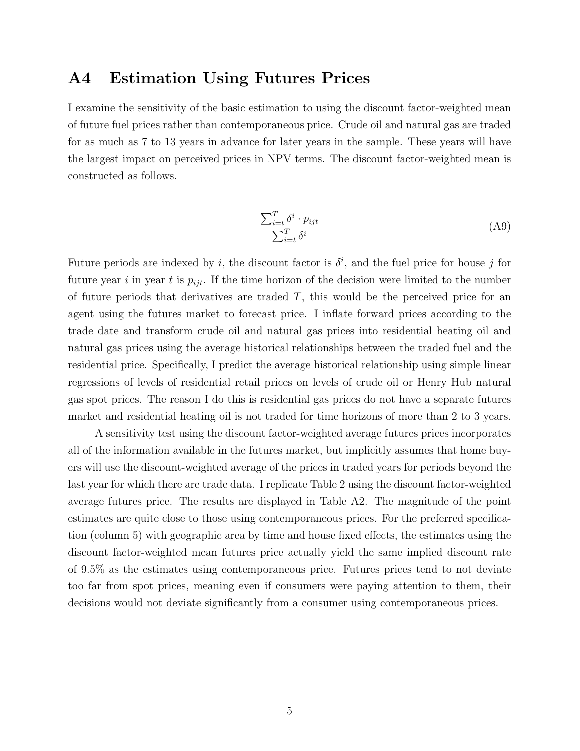## A4 Estimation Using Futures Prices

I examine the sensitivity of the basic estimation to using the discount factor-weighted mean of future fuel prices rather than contemporaneous price. Crude oil and natural gas are traded for as much as 7 to 13 years in advance for later years in the sample. These years will have the largest impact on perceived prices in NPV terms. The discount factor-weighted mean is constructed as follows.

$$\frac{\sum_{i=t}^{T} \delta^i \cdot p_{ijt}}{\sum_{i=t}^{T} \delta^i} \tag{A9}$$

Future periods are indexed by $i$, the discount factor is $\delta^i$, and the fuel price for house $j$ for future year $i$ in year $t$ is $p_{ijt}$. If the time horizon of the decision were limited to the number of future periods that derivatives are traded $T$, this would be the perceived price for an agent using the futures market to forecast price. I inflate forward prices according to the trade date and transform crude oil and natural gas prices into residential heating oil and natural gas prices using the average historical relationships between the traded fuel and the residential price. Specifically, I predict the average historical relationship using simple linear regressions of levels of residential retail prices on levels of crude oil or Henry Hub natural gas spot prices. The reason I do this is residential gas prices do not have a separate futures market and residential heating oil is not traded for time horizons of more than 2 to 3 years.

A sensitivity test using the discount factor-weighted average futures prices incorporates all of the information available in the futures market, but implicitly assumes that home buyers will use the discount-weighted average of the prices in traded years for periods beyond the last year for which there are trade data. I replicate Table 2 using the discount factor-weighted average futures price. The results are displayed in Table A2. The magnitude of the point estimates are quite close to those using contemporaneous prices. For the preferred specification (column 5) with geographic area by time and house fixed effects, the estimates using the discount factor-weighted mean futures price actually yield the same implied discount rate of 9.5% as the estimates using contemporaneous price. Futures prices tend to not deviate too far from spot prices, meaning even if consumers were paying attention to them, their decisions would not deviate significantly from a consumer using contemporaneous prices.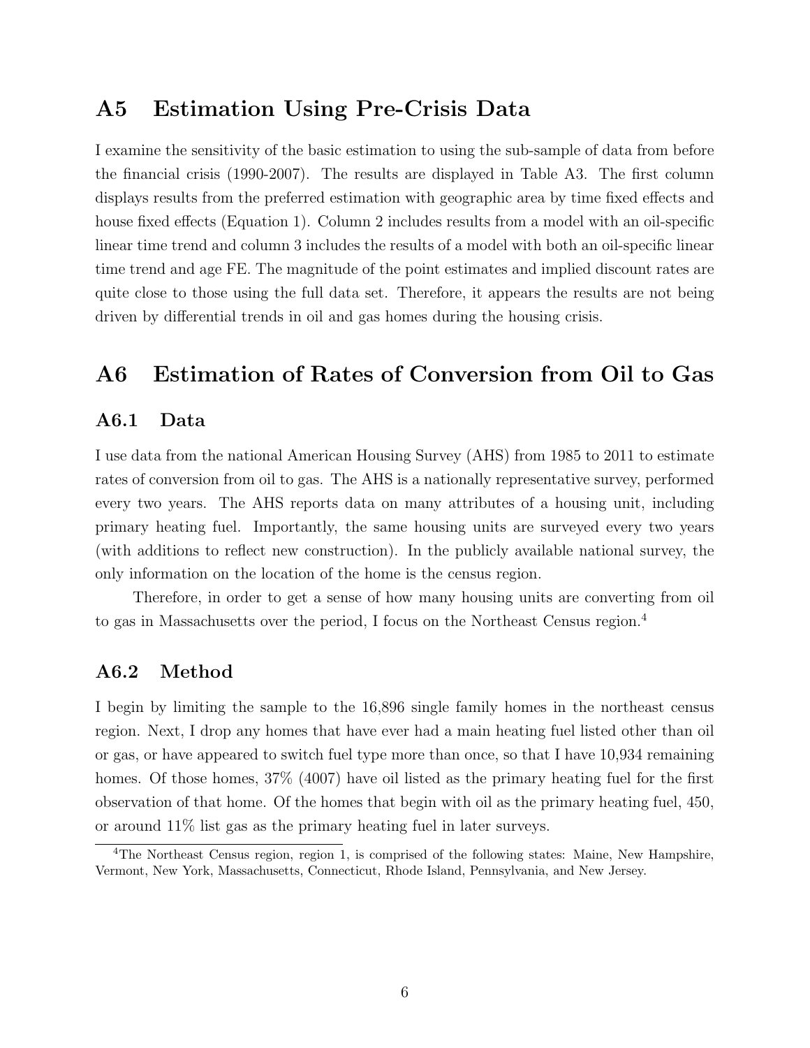# A5 Estimation Using Pre-Crisis Data

I examine the sensitivity of the basic estimation to using the sub-sample of data from before the financial crisis (1990-2007). The results are displayed in Table A3. The first column displays results from the preferred estimation with geographic area by time fixed effects and house fixed effects (Equation 1). Column 2 includes results from a model with an oil-specific linear time trend and column 3 includes the results of a model with both an oil-specific linear time trend and age FE. The magnitude of the point estimates and implied discount rates are quite close to those using the full data set. Therefore, it appears the results are not being driven by differential trends in oil and gas homes during the housing crisis.

# A6 Estimation of Rates of Conversion from Oil to Gas

## A6.1 Data

I use data from the national American Housing Survey (AHS) from 1985 to 2011 to estimate rates of conversion from oil to gas. The AHS is a nationally representative survey, performed every two years. The AHS reports data on many attributes of a housing unit, including primary heating fuel. Importantly, the same housing units are surveyed every two years (with additions to reflect new construction). In the publicly available national survey, the only information on the location of the home is the census region.

Therefore, in order to get a sense of how many housing units are converting from oil to gas in Massachusetts over the period, I focus on the Northeast Census region.[4]

## A6.2 Method

I begin by limiting the sample to the 16,896 single family homes in the northeast census region. Next, I drop any homes that have ever had a main heating fuel listed other than oil or gas, or have appeared to switch fuel type more than once, so that I have 10,934 remaining homes. Of those homes, 37% (4007) have oil listed as the primary heating fuel for the first observation of that home. Of the homes that begin with oil as the primary heating fuel, 450, or around 11% list gas as the primary heating fuel in later surveys.

[4]The Northeast Census region, region 1, is comprised of the following states: Maine, New Hampshire, Vermont, New York, Massachusetts, Connecticut, Rhode Island, Pennsylvania, and New Jersey.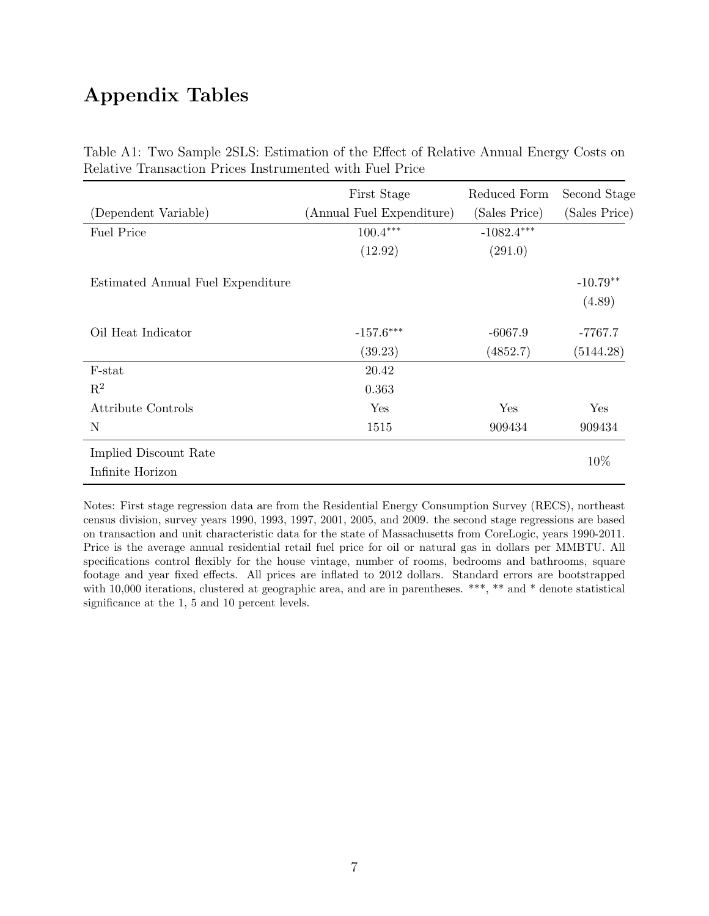# Appendix Tables

Table A1: Two Sample 2SLS: Estimation of the Effect of Relative Annual Energy Costs on Relative Transaction Prices Instrumented with Fuel Price

| | First Stage | Reduced Form | Second Stage |
|---|---|---|---|
| (Dependent Variable) | (Annual Fuel Expenditure) | (Sales Price) | (Sales Price) |
| Fuel Price | 100.4*** | -1082.4*** | |
| | (12.92) | (291.0) | |
| Estimated Annual Fuel Expenditure | | | -10.79** |
| | | | (4.89) |
| Oil Heat Indicator | -157.6*** | -6067.9 | -7767.7 |
| | (39.23) | (4852.7) | (5144.28) |
| F-stat | 20.42 | | |
| $R^2$ | 0.363 | | |
| Attribute Controls | Yes | Yes | Yes |
| N | 1515 | 909434 | 909434 |
| Implied Discount Rate Infinite Horizon | | | 10% |

Notes: First stage regression data are from the Residential Energy Consumption Survey (RECS), northeast census division, survey years 1990, 1993, 1997, 2001, 2005, and 2009. the second stage regressions are based on transaction and unit characteristic data for the state of Massachusetts from CoreLogic, years 1990-2011. Price is the average annual residential retail fuel price for oil or natural gas in dollars per MMBTU. All specifications control flexibly for the house vintage, number of rooms, bedrooms and bathrooms, square footage and year fixed effects. All prices are inflated to 2012 dollars. Standard errors are bootstrapped with 10,000 iterations, clustered at geographic area, and are in parentheses. ***, ** and * denote statistical significance at the 1, 5 and 10 percent levels.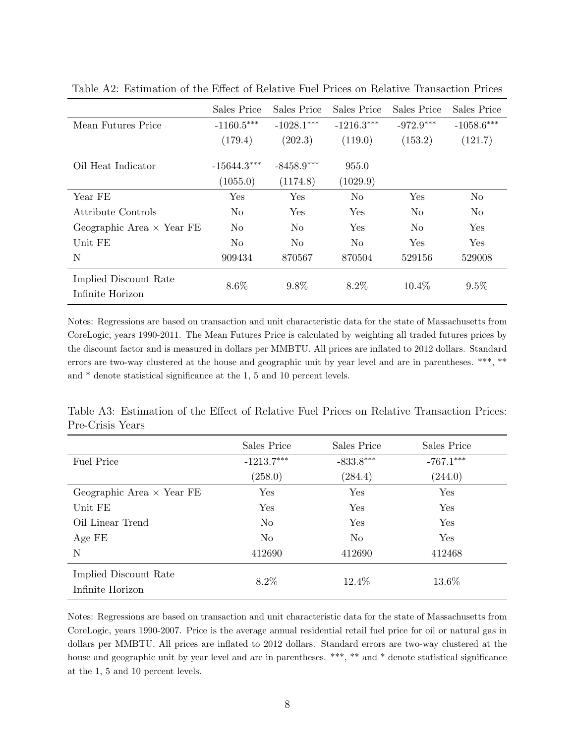Table A2: Estimation of the Effect of Relative Fuel Prices on Relative Transaction Prices

| | Sales Price | Sales Price | Sales Price | Sales Price | Sales Price |
|---|---|---|---|---|---|
| Mean Futures Price | -1160.5*** | -1028.1*** | -1216.3*** | -972.9*** | -1058.6*** |
| | (179.4) | (202.3) | (119.0) | (153.2) | (121.7) |
| Oil Heat Indicator | -15644.3*** | -8458.9*** | 955.0 | | |
| | (1055.0) | (1174.8) | (1029.9) | | |
| Year FE | Yes | Yes | No | Yes | No |
| Attribute Controls | No | Yes | Yes | No | No |
| Geographic Area × Year FE | No | No | Yes | No | Yes |
| Unit FE | No | No | No | Yes | Yes |
| N | 909434 | 870567 | 870504 | 529156 | 529008 |
| Implied Discount Rate Infinite Horizon | 8.6% | 9.8% | 8.2% | 10.4% | 9.5% |

Notes: Regressions are based on transaction and unit characteristic data for the state of Massachusetts from CoreLogic, years 1990-2011. The Mean Futures Price is calculated by weighting all traded futures prices by the discount factor and is measured in dollars per MMBTU. All prices are inflated to 2012 dollars. Standard errors are two-way clustered at the house and geographic unit by year level and are in parentheses. ***, ** and * denote statistical significance at the 1, 5 and 10 percent levels.

Table A3: Estimation of the Effect of Relative Fuel Prices on Relative Transaction Prices: Pre-Crisis Years

| | Sales Price | Sales Price | Sales Price |
|---|---|---|---|
| Fuel Price | -1213.7*** | -833.8*** | -767.1*** |
| | (258.0) | (284.4) | (244.0) |
| Geographic Area × Year FE | Yes | Yes | Yes |
| Unit FE | Yes | Yes | Yes |
| Oil Linear Trend | No | Yes | Yes |
| Age FE | No | No | Yes |
| N | 412690 | 412690 | 412468 |
| Implied Discount Rate Infinite Horizon | 8.2% | 12.4% | 13.6% |

Notes: Regressions are based on transaction and unit characteristic data for the state of Massachusetts from CoreLogic, years 1990-2007. Price is the average annual residential retail fuel price for oil or natural gas in dollars per MMBTU. All prices are inflated to 2012 dollars. Standard errors are two-way clustered at the house and geographic unit by year level and are in parentheses. ***, ** and * denote statistical significance at the 1, 5 and 10 percent levels.